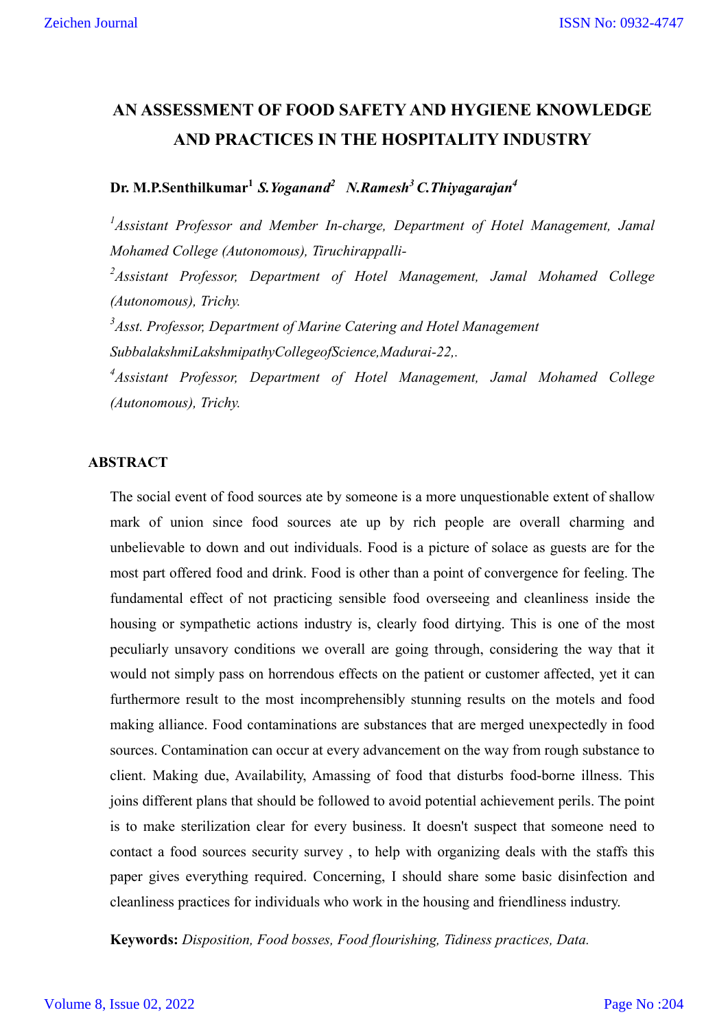# AN ASSESSMENT OF FOOD SAFETY AND HYGIENE KNOWLEDGE AND PRACTICES IN THE HOSPITALITY INDUSTRY

**Dr. M.P.Senthilkumar[1]** ***S.Yoganand[2] N.Ramesh[3] C.Thiyagarajan[4]***

*[1]Assistant Professor and Member In-charge, Department of Hotel Management, Jamal Mohamed College (Autonomous), Tiruchirappalli-*

*[2]Assistant Professor, Department of Hotel Management, Jamal Mohamed College (Autonomous), Trichy.*

*[3]Asst. Professor, Department of Marine Catering and Hotel Management SubbalakshmiLakshmipathyCollegeofScience,Madurai-22,.*

*[4]Assistant Professor, Department of Hotel Management, Jamal Mohamed College (Autonomous), Trichy.*

## ABSTRACT

The social event of food sources ate by someone is a more unquestionable extent of shallow mark of union since food sources ate up by rich people are overall charming and unbelievable to down and out individuals. Food is a picture of solace as guests are for the most part offered food and drink. Food is other than a point of convergence for feeling. The fundamental effect of not practicing sensible food overseeing and cleanliness inside the housing or sympathetic actions industry is, clearly food dirtying. This is one of the most peculiarly unsavory conditions we overall are going through, considering the way that it would not simply pass on horrendous effects on the patient or customer affected, yet it can furthermore result to the most incomprehensibly stunning results on the motels and food making alliance. Food contaminations are substances that are merged unexpectedly in food sources. Contamination can occur at every advancement on the way from rough substance to client. Making due, Availability, Amassing of food that disturbs food-borne illness. This joins different plans that should be followed to avoid potential achievement perils. The point is to make sterilization clear for every business. It doesn't suspect that someone need to contact a food sources security survey , to help with organizing deals with the staffs this paper gives everything required. Concerning, I should share some basic disinfection and cleanliness practices for individuals who work in the housing and friendliness industry.

**Keywords:** *Disposition, Food bosses, Food flourishing, Tidiness practices, Data.*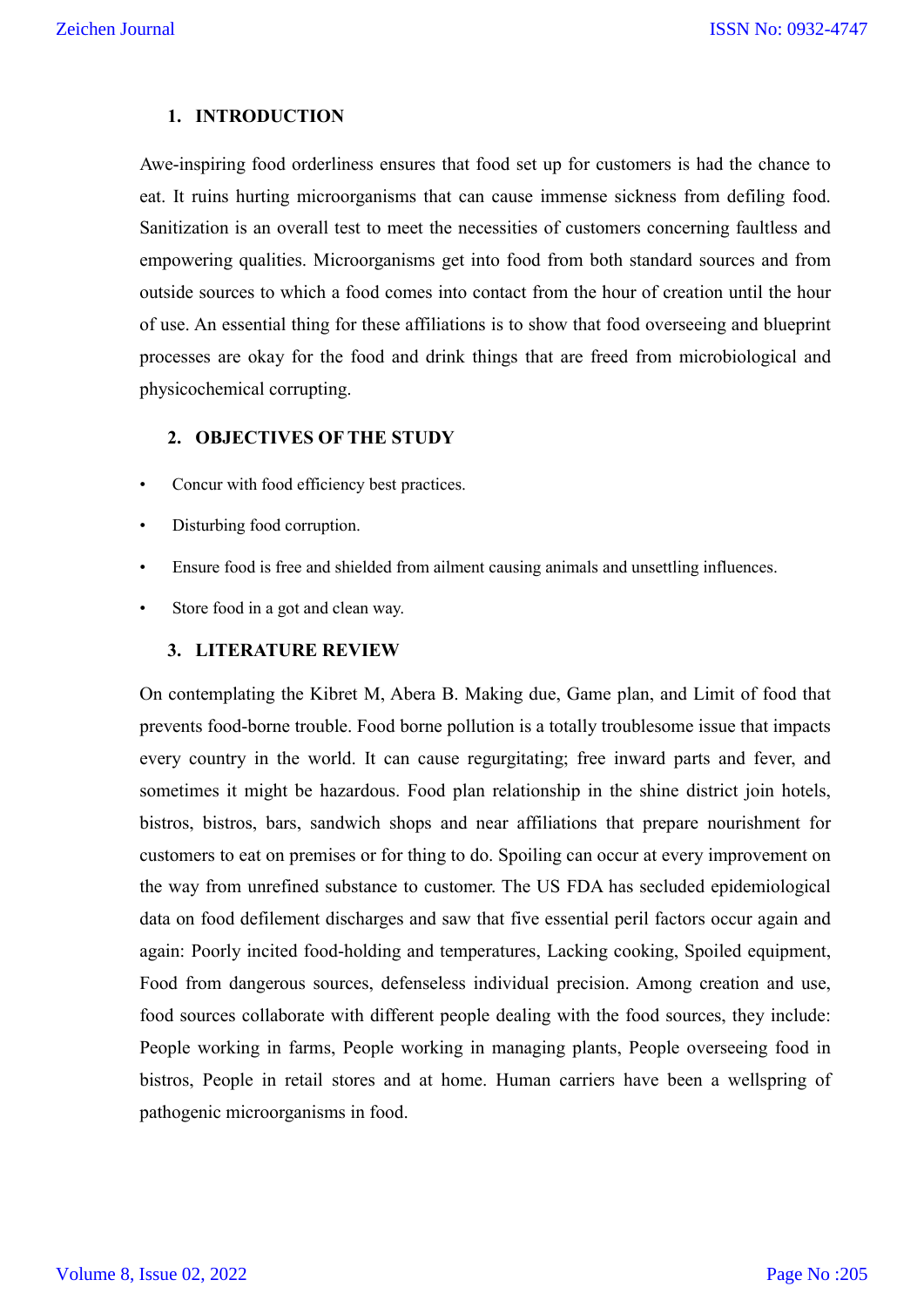## 1. INTRODUCTION

Awe-inspiring food orderliness ensures that food set up for customers is had the chance to eat. It ruins hurting microorganisms that can cause immense sickness from defiling food. Sanitization is an overall test to meet the necessities of customers concerning faultless and empowering qualities. Microorganisms get into food from both standard sources and from outside sources to which a food comes into contact from the hour of creation until the hour of use. An essential thing for these affiliations is to show that food overseeing and blueprint processes are okay for the food and drink things that are freed from microbiological and physicochemical corrupting.

## 2. OBJECTIVES OF THE STUDY

- Concur with food efficiency best practices.
- Disturbing food corruption.
- Ensure food is free and shielded from ailment causing animals and unsettling influences.
- Store food in a got and clean way.

## 3. LITERATURE REVIEW

On contemplating the Kibret M, Abera B. Making due, Game plan, and Limit of food that prevents food-borne trouble. Food borne pollution is a totally troublesome issue that impacts every country in the world. It can cause regurgitating; free inward parts and fever, and sometimes it might be hazardous. Food plan relationship in the shine district join hotels, bistros, bistros, bars, sandwich shops and near affiliations that prepare nourishment for customers to eat on premises or for thing to do. Spoiling can occur at every improvement on the way from unrefined substance to customer. The US FDA has secluded epidemiological data on food defilement discharges and saw that five essential peril factors occur again and again: Poorly incited food-holding and temperatures, Lacking cooking, Spoiled equipment, Food from dangerous sources, defenseless individual precision. Among creation and use, food sources collaborate with different people dealing with the food sources, they include: People working in farms, People working in managing plants, People overseeing food in bistros, People in retail stores and at home. Human carriers have been a wellspring of pathogenic microorganisms in food.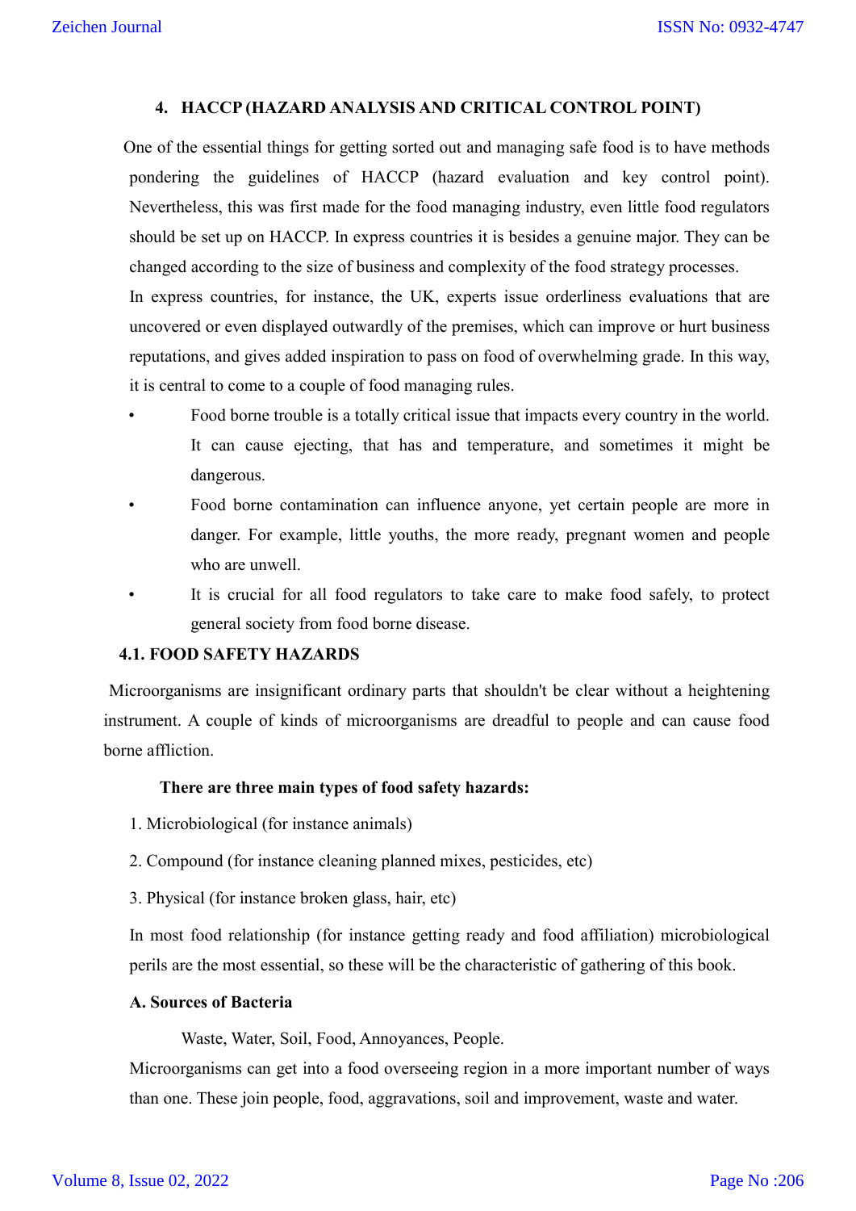## 4. HACCP (HAZARD ANALYSIS AND CRITICAL CONTROL POINT)

One of the essential things for getting sorted out and managing safe food is to have methods pondering the guidelines of HACCP (hazard evaluation and key control point). Nevertheless, this was first made for the food managing industry, even little food regulators should be set up on HACCP. In express countries it is besides a genuine major. They can be changed according to the size of business and complexity of the food strategy processes.

In express countries, for instance, the UK, experts issue orderliness evaluations that are uncovered or even displayed outwardly of the premises, which can improve or hurt business reputations, and gives added inspiration to pass on food of overwhelming grade. In this way, it is central to come to a couple of food managing rules.

- Food borne trouble is a totally critical issue that impacts every country in the world. It can cause ejecting, that has and temperature, and sometimes it might be dangerous.
- Food borne contamination can influence anyone, yet certain people are more in danger. For example, little youths, the more ready, pregnant women and people who are unwell.
- It is crucial for all food regulators to take care to make food safely, to protect general society from food borne disease.

### 4.1. FOOD SAFETY HAZARDS

Microorganisms are insignificant ordinary parts that shouldn't be clear without a heightening instrument. A couple of kinds of microorganisms are dreadful to people and can cause food borne affliction.

**There are three main types of food safety hazards:**

1. Microbiological (for instance animals)
2. Compound (for instance cleaning planned mixes, pesticides, etc)
3. Physical (for instance broken glass, hair, etc)

In most food relationship (for instance getting ready and food affiliation) microbiological perils are the most essential, so these will be the characteristic of gathering of this book.

**A. Sources of Bacteria**

Waste, Water, Soil, Food, Annoyances, People.

Microorganisms can get into a food overseeing region in a more important number of ways than one. These join people, food, aggravations, soil and improvement, waste and water.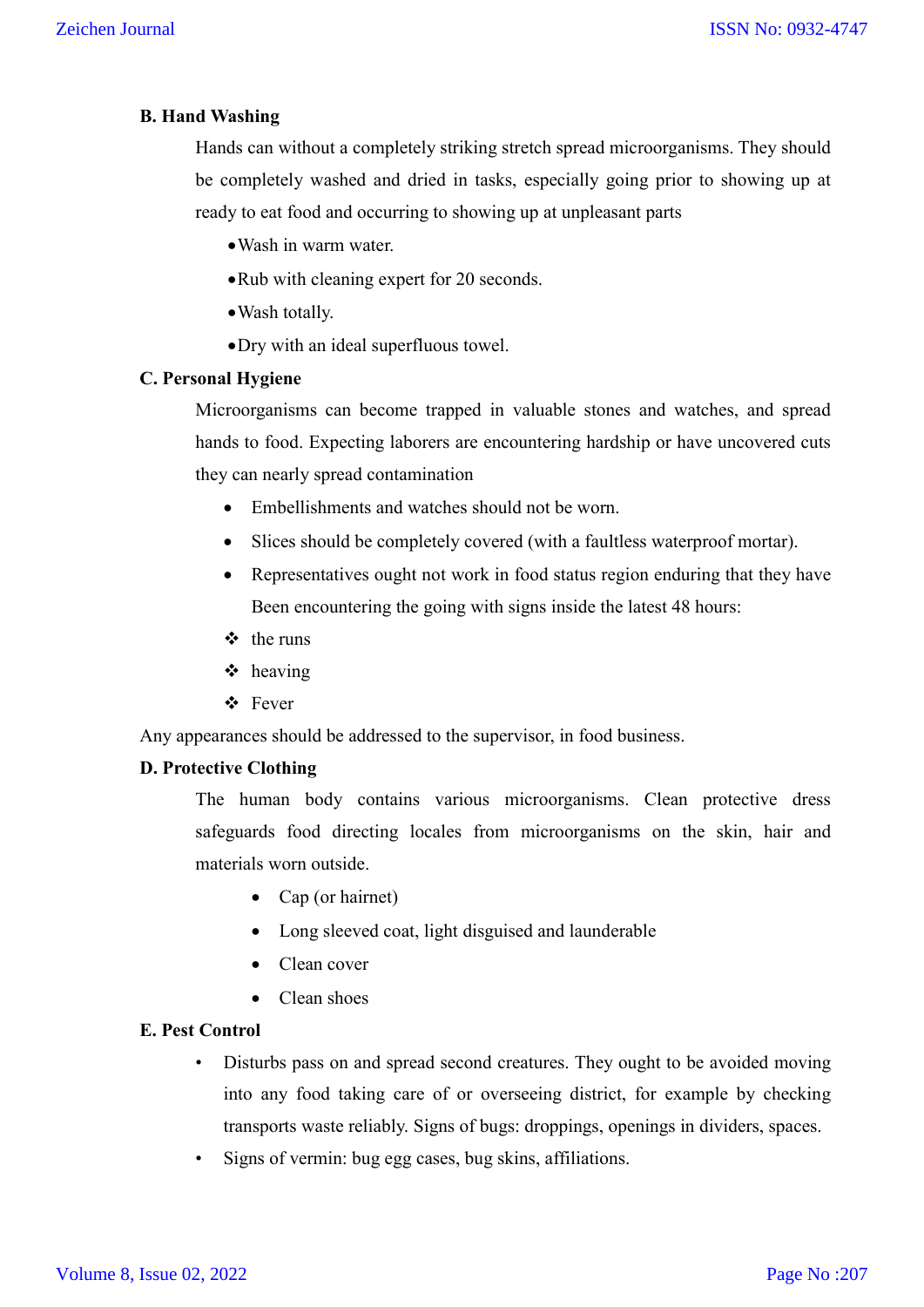### B. Hand Washing

Hands can without a completely striking stretch spread microorganisms. They should be completely washed and dried in tasks, especially going prior to showing up at ready to eat food and occurring to showing up at unpleasant parts

- Wash in warm water.
- Rub with cleaning expert for 20 seconds.
- Wash totally.
- Dry with an ideal superfluous towel.

### C. Personal Hygiene

Microorganisms can become trapped in valuable stones and watches, and spread hands to food. Expecting laborers are encountering hardship or have uncovered cuts they can nearly spread contamination

- Embellishments and watches should not be worn.
- Slices should be completely covered (with a faultless waterproof mortar).
- Representatives ought not work in food status region enduring that they have Been encountering the going with signs inside the latest 48 hours:
  - the runs
  - heaving
  - Fever

Any appearances should be addressed to the supervisor, in food business.

### D. Protective Clothing

The human body contains various microorganisms. Clean protective dress safeguards food directing locales from microorganisms on the skin, hair and materials worn outside.

- Cap (or hairnet)
- Long sleeved coat, light disguised and launderable
- Clean cover
- Clean shoes

### E. Pest Control

- Disturbs pass on and spread second creatures. They ought to be avoided moving into any food taking care of or overseeing district, for example by checking transports waste reliably. Signs of bugs: droppings, openings in dividers, spaces.
- Signs of vermin: bug egg cases, bug skins, affiliations.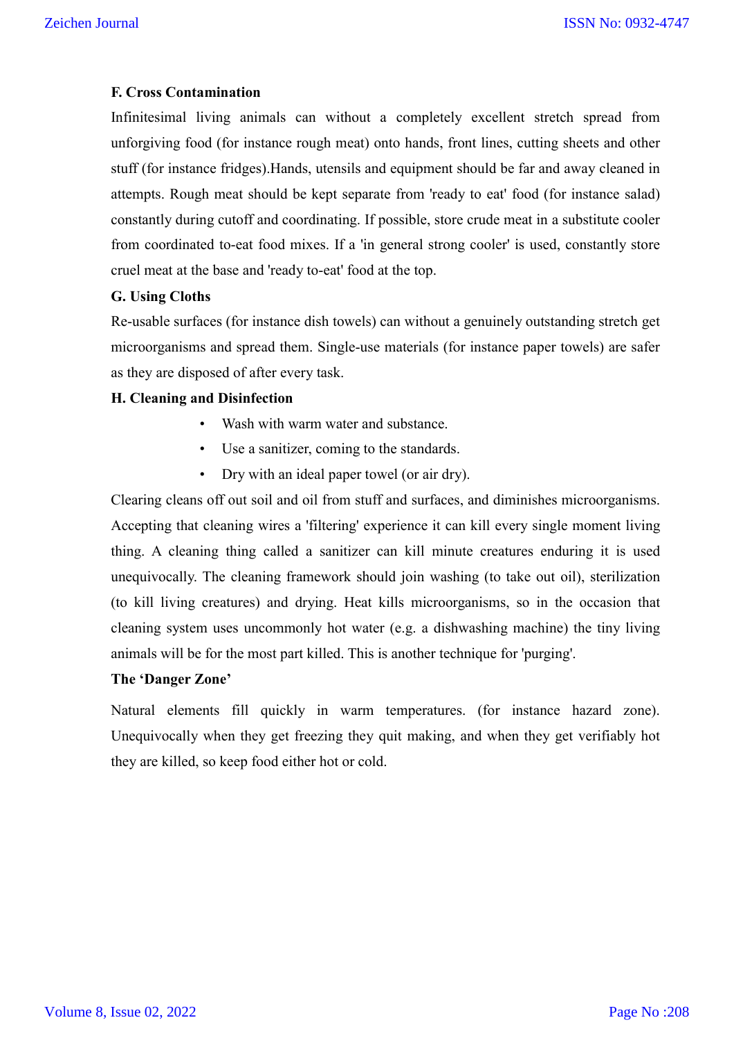### F. Cross Contamination

Infinitesimal living animals can without a completely excellent stretch spread from unforgiving food (for instance rough meat) onto hands, front lines, cutting sheets and other stuff (for instance fridges).Hands, utensils and equipment should be far and away cleaned in attempts. Rough meat should be kept separate from 'ready to eat' food (for instance salad) constantly during cutoff and coordinating. If possible, store crude meat in a substitute cooler from coordinated to-eat food mixes. If a 'in general strong cooler' is used, constantly store cruel meat at the base and 'ready to-eat' food at the top.

### G. Using Cloths

Re-usable surfaces (for instance dish towels) can without a genuinely outstanding stretch get microorganisms and spread them. Single-use materials (for instance paper towels) are safer as they are disposed of after every task.

### H. Cleaning and Disinfection

- Wash with warm water and substance.
- Use a sanitizer, coming to the standards.
- Dry with an ideal paper towel (or air dry).

Clearing cleans off out soil and oil from stuff and surfaces, and diminishes microorganisms. Accepting that cleaning wires a 'filtering' experience it can kill every single moment living thing. A cleaning thing called a sanitizer can kill minute creatures enduring it is used unequivocally. The cleaning framework should join washing (to take out oil), sterilization (to kill living creatures) and drying. Heat kills microorganisms, so in the occasion that cleaning system uses uncommonly hot water (e.g. a dishwashing machine) the tiny living animals will be for the most part killed. This is another technique for 'purging'.

### The 'Danger Zone'

Natural elements fill quickly in warm temperatures. (for instance hazard zone). Unequivocally when they get freezing they quit making, and when they get verifiably hot they are killed, so keep food either hot or cold.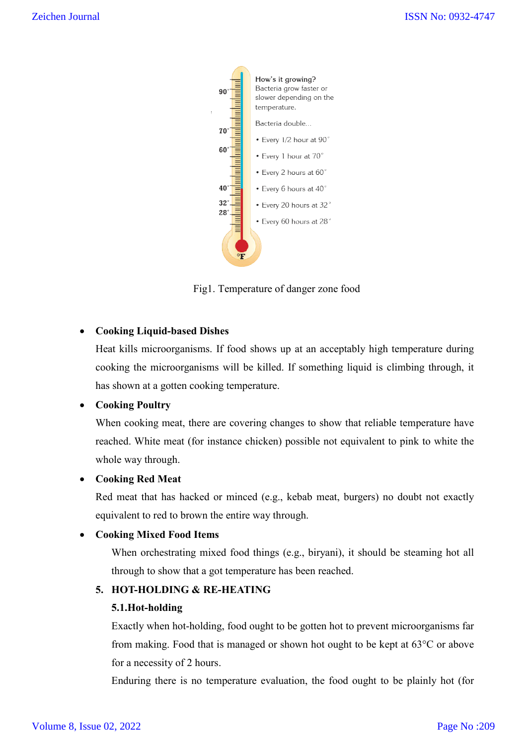How's it growing?
Bacteria grow faster or slower depending on the temperature.

Bacteria double...

- Every 1/2 hour at 90°
- Every 1 hour at 70°
- Every 2 hours at 60°
- Every 6 hours at 40°
- Every 20 hours at 32°
- Every 60 hours at 28°

90°
70°
60°
40°
32°
28°
°F

Fig1. Temperature of danger zone food

- **Cooking Liquid-based Dishes**
  Heat kills microorganisms. If food shows up at an acceptably high temperature during cooking the microorganisms will be killed. If something liquid is climbing through, it has shown at a gotten cooking temperature.
- **Cooking Poultry**
  When cooking meat, there are covering changes to show that reliable temperature have reached. White meat (for instance chicken) possible not equivalent to pink to white the whole way through.
- **Cooking Red Meat**
  Red meat that has hacked or minced (e.g., kebab meat, burgers) no doubt not exactly equivalent to red to brown the entire way through.
- **Cooking Mixed Food Items**
  When orchestrating mixed food things (e.g., biryani), it should be steaming hot all through to show that a got temperature has been reached.

## 5. HOT-HOLDING & RE-HEATING

### 5.1.Hot-holding

Exactly when hot-holding, food ought to be gotten hot to prevent microorganisms far from making. Food that is managed or shown hot ought to be kept at 63°C or above for a necessity of 2 hours.

Enduring there is no temperature evaluation, the food ought to be plainly hot (for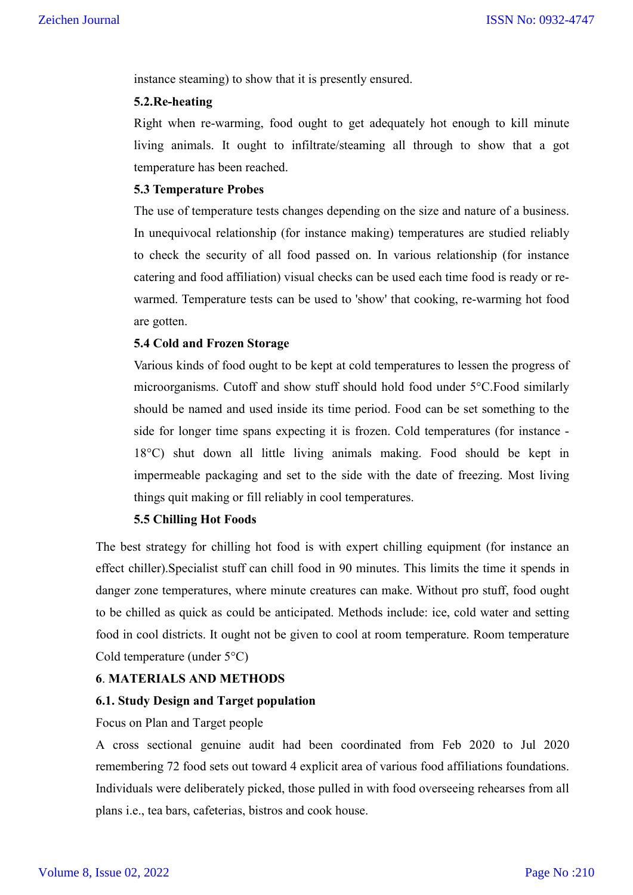instance steaming) to show that it is presently ensured.

### 5.2.Re-heating

Right when re-warming, food ought to get adequately hot enough to kill minute living animals. It ought to infiltrate/steaming all through to show that a got temperature has been reached.

### 5.3 Temperature Probes

The use of temperature tests changes depending on the size and nature of a business. In unequivocal relationship (for instance making) temperatures are studied reliably to check the security of all food passed on. In various relationship (for instance catering and food affiliation) visual checks can be used each time food is ready or re-warmed. Temperature tests can be used to 'show' that cooking, re-warming hot food are gotten.

### 5.4 Cold and Frozen Storage

Various kinds of food ought to be kept at cold temperatures to lessen the progress of microorganisms. Cutoff and show stuff should hold food under 5°C.Food similarly should be named and used inside its time period. Food can be set something to the side for longer time spans expecting it is frozen. Cold temperatures (for instance -18°C) shut down all little living animals making. Food should be kept in impermeable packaging and set to the side with the date of freezing. Most living things quit making or fill reliably in cool temperatures.

### 5.5 Chilling Hot Foods

The best strategy for chilling hot food is with expert chilling equipment (for instance an effect chiller).Specialist stuff can chill food in 90 minutes. This limits the time it spends in danger zone temperatures, where minute creatures can make. Without pro stuff, food ought to be chilled as quick as could be anticipated. Methods include: ice, cold water and setting food in cool districts. It ought not be given to cool at room temperature. Room temperature Cold temperature (under 5°C)

## 6. MATERIALS AND METHODS

### 6.1. Study Design and Target population

Focus on Plan and Target people

A cross sectional genuine audit had been coordinated from Feb 2020 to Jul 2020 remembering 72 food sets out toward 4 explicit area of various food affiliations foundations. Individuals were deliberately picked, those pulled in with food overseeing rehearses from all plans i.e., tea bars, cafeterias, bistros and cook house.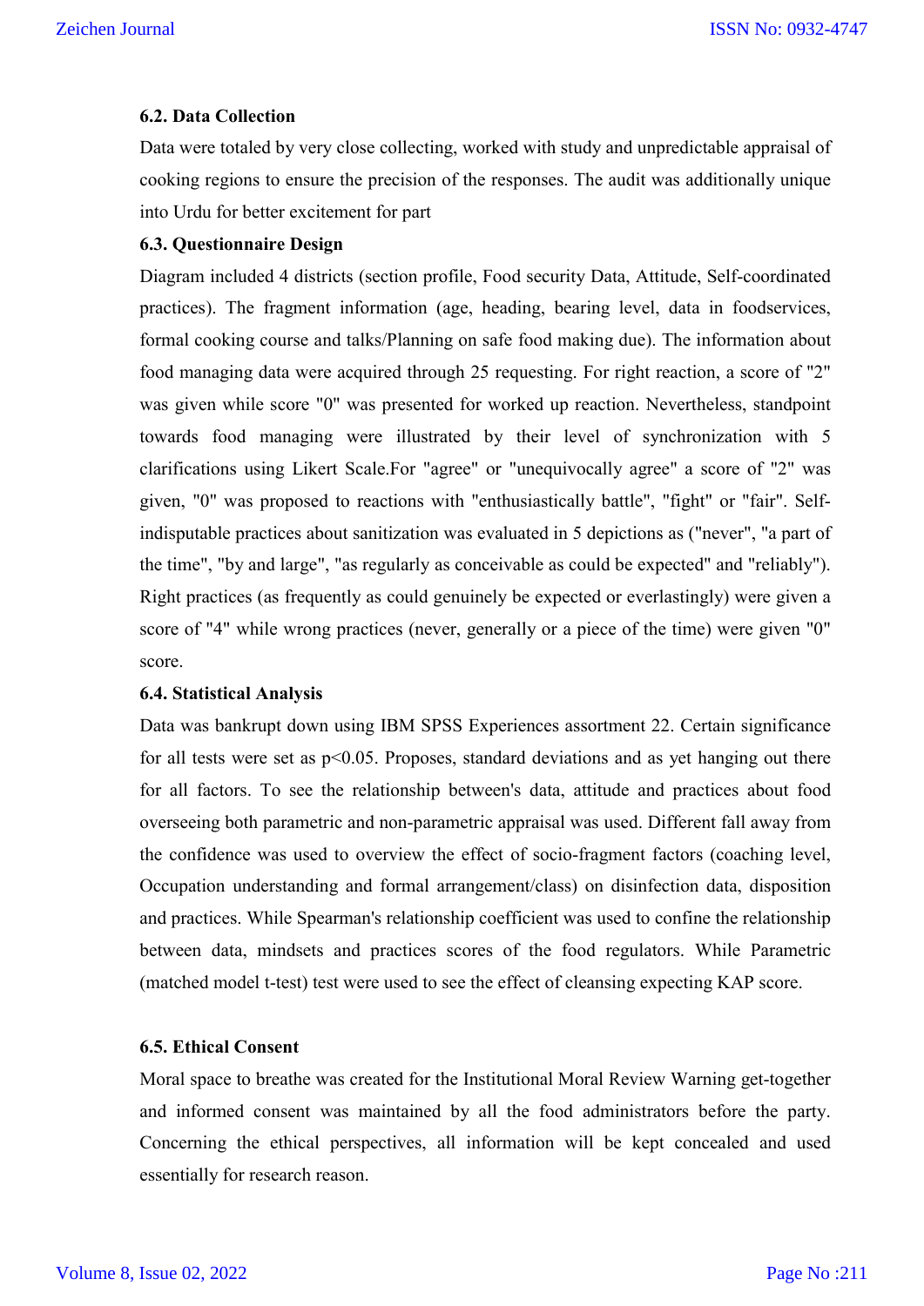### 6.2. Data Collection

Data were totaled by very close collecting, worked with study and unpredictable appraisal of cooking regions to ensure the precision of the responses. The audit was additionally unique into Urdu for better excitement for part

### 6.3. Questionnaire Design

Diagram included 4 districts (section profile, Food security Data, Attitude, Self-coordinated practices). The fragment information (age, heading, bearing level, data in foodservices, formal cooking course and talks/Planning on safe food making due). The information about food managing data were acquired through 25 requesting. For right reaction, a score of "2" was given while score "0" was presented for worked up reaction. Nevertheless, standpoint towards food managing were illustrated by their level of synchronization with 5 clarifications using Likert Scale.For "agree" or "unequivocally agree" a score of "2" was given, "0" was proposed to reactions with "enthusiastically battle", "fight" or "fair". Self-indisputable practices about sanitization was evaluated in 5 depictions as ("never", "a part of the time", "by and large", "as regularly as conceivable as could be expected" and "reliably"). Right practices (as frequently as could genuinely be expected or everlastingly) were given a score of "4" while wrong practices (never, generally or a piece of the time) were given "0" score.

### 6.4. Statistical Analysis

Data was bankrupt down using IBM SPSS Experiences assortment 22. Certain significance for all tests were set as $p<0.05$. Proposes, standard deviations and as yet hanging out there for all factors. To see the relationship between's data, attitude and practices about food overseeing both parametric and non-parametric appraisal was used. Different fall away from the confidence was used to overview the effect of socio-fragment factors (coaching level, Occupation understanding and formal arrangement/class) on disinfection data, disposition and practices. While Spearman's relationship coefficient was used to confine the relationship between data, mindsets and practices scores of the food regulators. While Parametric (matched model t-test) test were used to see the effect of cleansing expecting KAP score.

### 6.5. Ethical Consent

Moral space to breathe was created for the Institutional Moral Review Warning get-together and informed consent was maintained by all the food administrators before the party. Concerning the ethical perspectives, all information will be kept concealed and used essentially for research reason.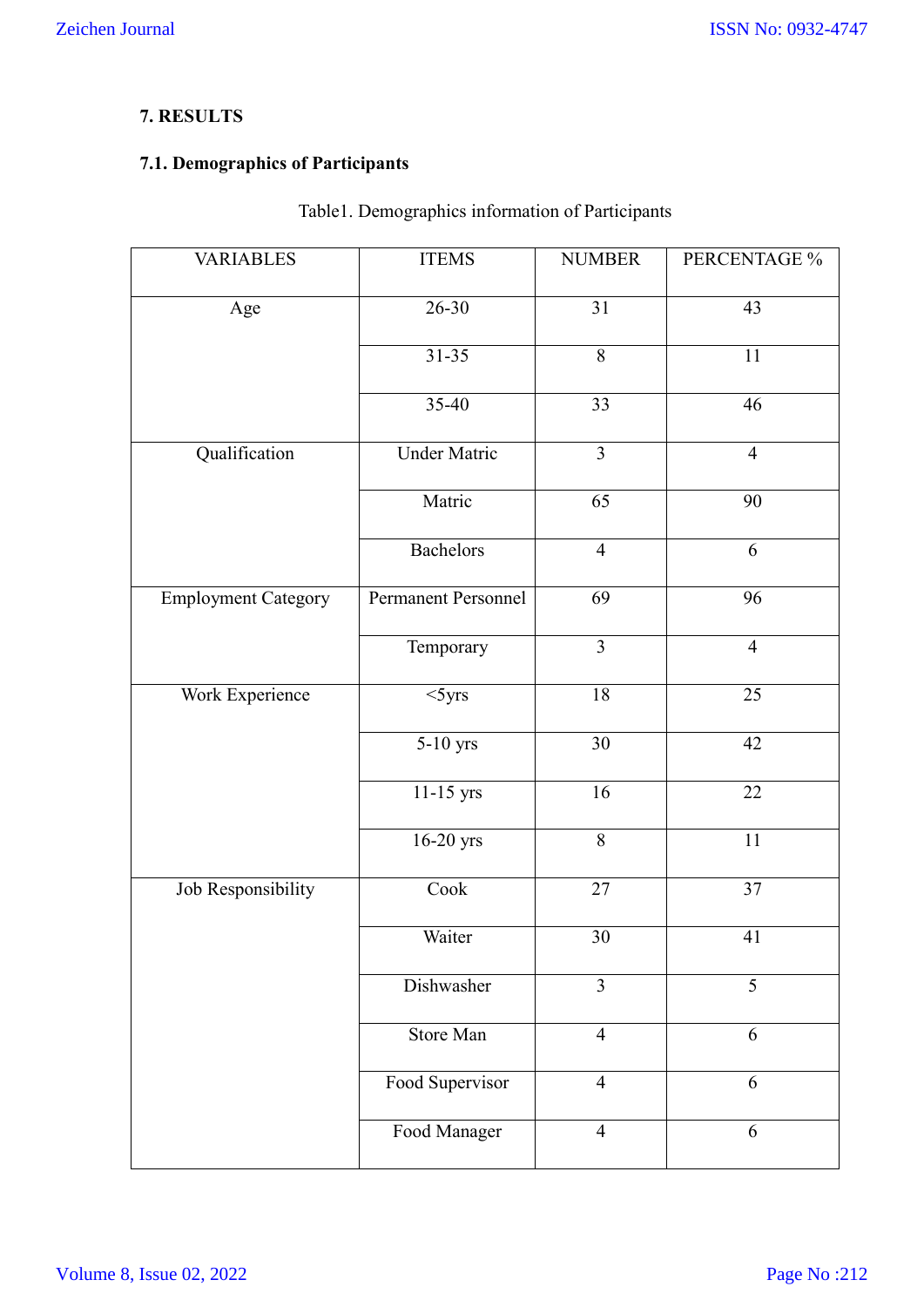## 7. RESULTS

### 7.1. Demographics of Participants

Table1. Demographics information of Participants

| VARIABLES | ITEMS | NUMBER | PERCENTAGE % |
|---|---|---|---|
| Age | 26-30 | 31 | 43 |
| | 31-35 | 8 | 11 |
| | 35-40 | 33 | 46 |
| Qualification | Under Matric | 3 | 4 |
| | Matric | 65 | 90 |
| | Bachelors | 4 | 6 |
| Employment Category | Permanent Personnel | 69 | 96 |
| | Temporary | 3 | 4 |
| Work Experience | <5yrs | 18 | 25 |
| | 5-10 yrs | 30 | 42 |
| | 11-15 yrs | 16 | 22 |
| | 16-20 yrs | 8 | 11 |
| Job Responsibility | Cook | 27 | 37 |
| | Waiter | 30 | 41 |
| | Dishwasher | 3 | 5 |
| | Store Man | 4 | 6 |
| | Food Supervisor | 4 | 6 |
| | Food Manager | 4 | 6 |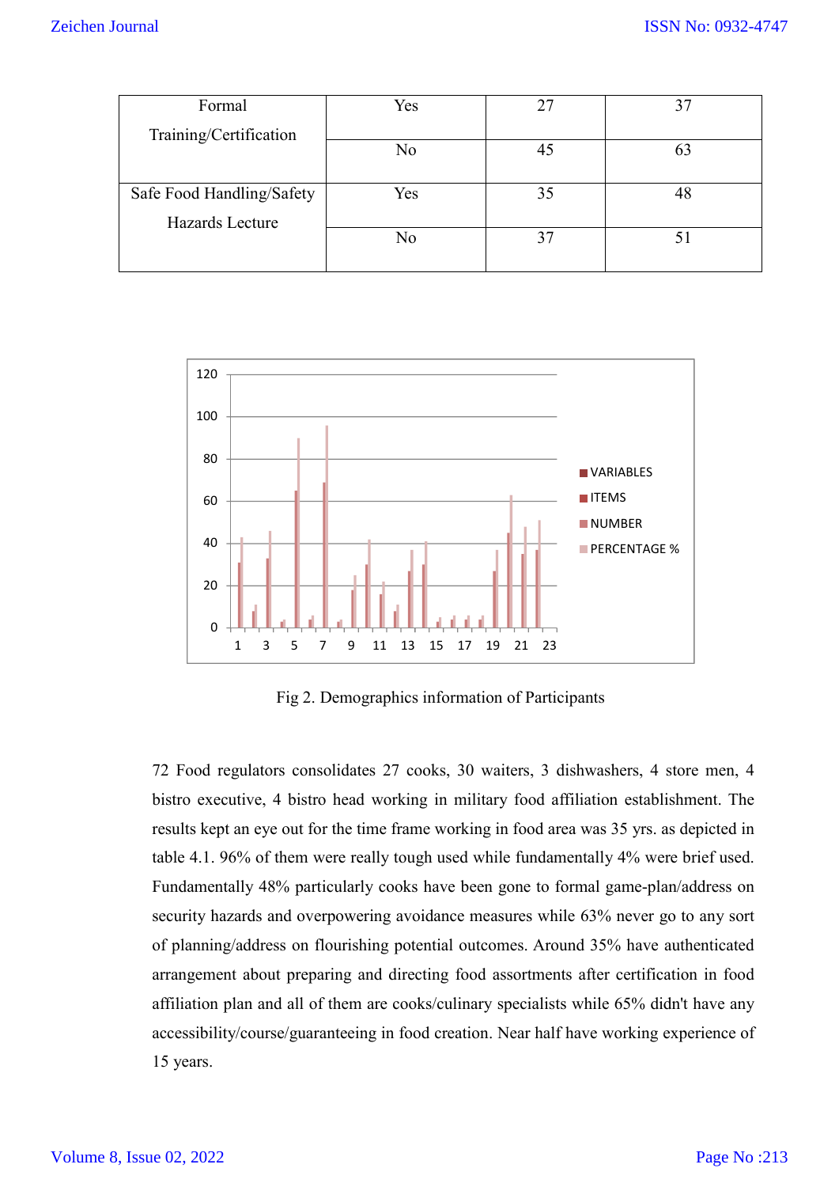| | | | |
|---|---|---|---|
| Formal Training/Certification | Yes | 27 | 37 |
| | No | 45 | 63 |
| Safe Food Handling/Safety Hazards Lecture | Yes | 35 | 48 |
| | No | 37 | 51 |

120
100
80
60
40
20
0
1 3 5 7 9 11 13 15 17 19 21 23
VARIABLES
ITEMS
NUMBER
PERCENTAGE %

Fig 2. Demographics information of Participants

72 Food regulators consolidates 27 cooks, 30 waiters, 3 dishwashers, 4 store men, 4 bistro executive, 4 bistro head working in military food affiliation establishment. The results kept an eye out for the time frame working in food area was 35 yrs. as depicted in table 4.1. 96% of them were really tough used while fundamentally 4% were brief used. Fundamentally 48% particularly cooks have been gone to formal game-plan/address on security hazards and overpowering avoidance measures while 63% never go to any sort of planning/address on flourishing potential outcomes. Around 35% have authenticated arrangement about preparing and directing food assortments after certification in food affiliation plan and all of them are cooks/culinary specialists while 65% didn't have any accessibility/course/guaranteeing in food creation. Near half have working experience of 15 years.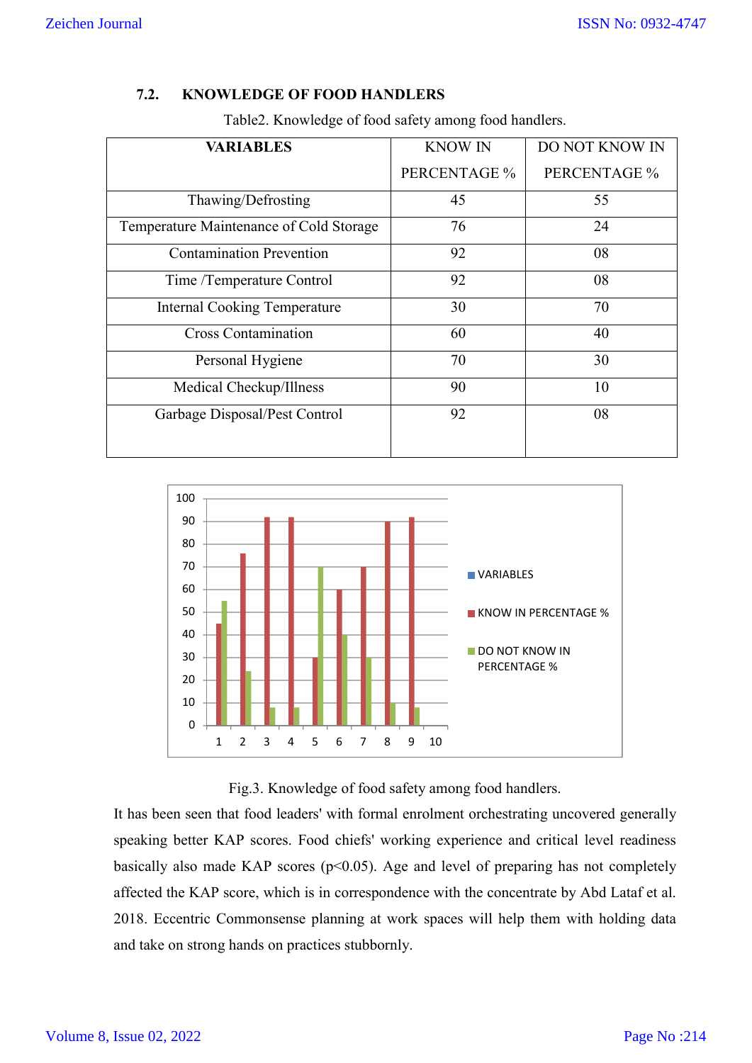## 7.2. KNOWLEDGE OF FOOD HANDLERS

Table2. Knowledge of food safety among food handlers.

| VARIABLES | KNOW IN PERCENTAGE % | DO NOT KNOW IN PERCENTAGE % |
|---|---|---|
| Thawing/Defrosting | 45 | 55 |
| Temperature Maintenance of Cold Storage | 76 | 24 |
| Contamination Prevention | 92 | 08 |
| Time /Temperature Control | 92 | 08 |
| Internal Cooking Temperature | 30 | 70 |
| Cross Contamination | 60 | 40 |
| Personal Hygiene | 70 | 30 |
| Medical Checkup/Illness | 90 | 10 |
| Garbage Disposal/Pest Control | 92 | 08 |

100
90
80
70
60
50
40
30
20
10
0
1 2 3 4 5 6 7 8 9 10

VARIABLES
KNOW IN PERCENTAGE %
DO NOT KNOW IN PERCENTAGE %

Fig.3. Knowledge of food safety among food handlers.

It has been seen that food leaders' with formal enrolment orchestrating uncovered generally speaking better KAP scores. Food chiefs' working experience and critical level readiness basically also made KAP scores ($p<0.05$). Age and level of preparing has not completely affected the KAP score, which is in correspondence with the concentrate by Abd Lataf et al. 2018. Eccentric Commonsense planning at work spaces will help them with holding data and take on strong hands on practices stubbornly.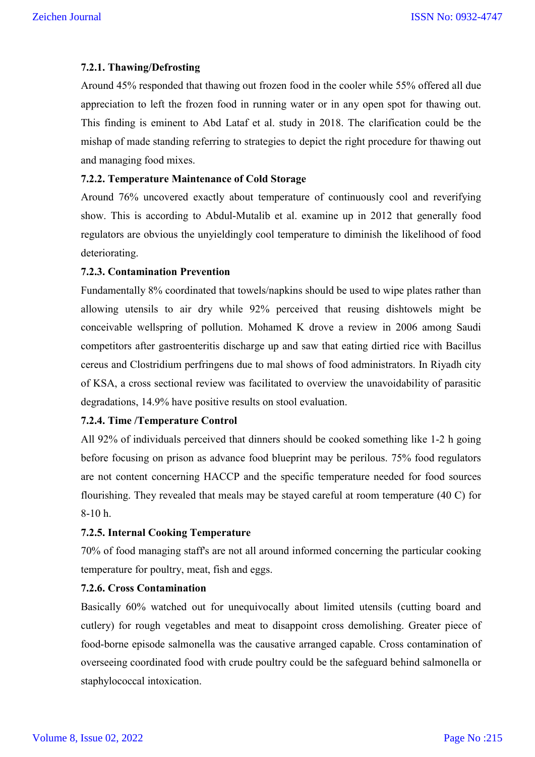### 7.2.1. Thawing/Defrosting

Around 45% responded that thawing out frozen food in the cooler while 55% offered all due appreciation to left the frozen food in running water or in any open spot for thawing out. This finding is eminent to Abd Lataf et al. study in 2018. The clarification could be the mishap of made standing referring to strategies to depict the right procedure for thawing out and managing food mixes.

### 7.2.2. Temperature Maintenance of Cold Storage

Around 76% uncovered exactly about temperature of continuously cool and reverifying show. This is according to Abdul-Mutalib et al. examine up in 2012 that generally food regulators are obvious the unyieldingly cool temperature to diminish the likelihood of food deteriorating.

### 7.2.3. Contamination Prevention

Fundamentally 8% coordinated that towels/napkins should be used to wipe plates rather than allowing utensils to air dry while 92% perceived that reusing dishtowels might be conceivable wellspring of pollution. Mohamed K drove a review in 2006 among Saudi competitors after gastroenteritis discharge up and saw that eating dirtied rice with Bacillus cereus and Clostridium perfringens due to mal shows of food administrators. In Riyadh city of KSA, a cross sectional review was facilitated to overview the unavoidability of parasitic degradations, 14.9% have positive results on stool evaluation.

### 7.2.4. Time /Temperature Control

All 92% of individuals perceived that dinners should be cooked something like 1-2 h going before focusing on prison as advance food blueprint may be perilous. 75% food regulators are not content concerning HACCP and the specific temperature needed for food sources flourishing. They revealed that meals may be stayed careful at room temperature (40 C) for 8-10 h.

### 7.2.5. Internal Cooking Temperature

70% of food managing staff's are not all around informed concerning the particular cooking temperature for poultry, meat, fish and eggs.

### 7.2.6. Cross Contamination

Basically 60% watched out for unequivocally about limited utensils (cutting board and cutlery) for rough vegetables and meat to disappoint cross demolishing. Greater piece of food-borne episode salmonella was the causative arranged capable. Cross contamination of overseeing coordinated food with crude poultry could be the safeguard behind salmonella or staphylococcal intoxication.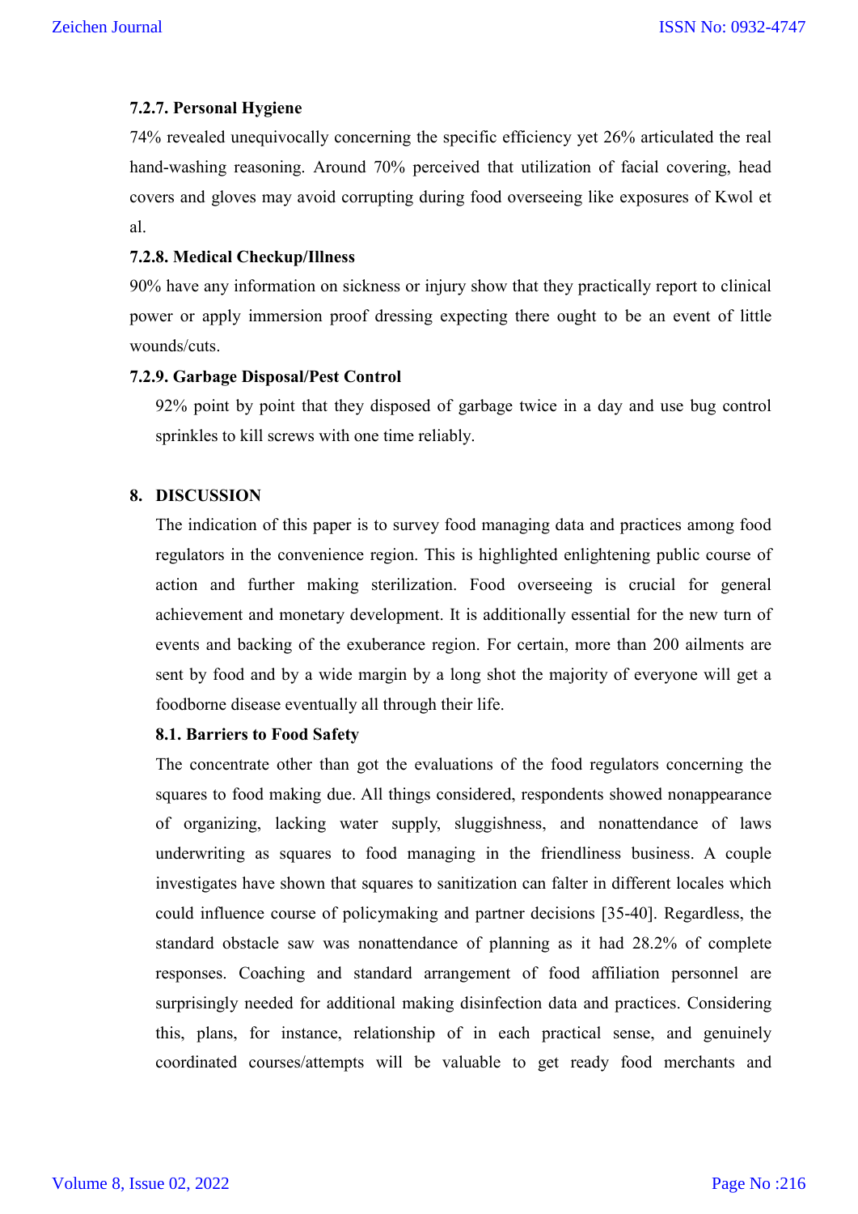#### 7.2.7. Personal Hygiene

74% revealed unequivocally concerning the specific efficiency yet 26% articulated the real hand-washing reasoning. Around 70% perceived that utilization of facial covering, head covers and gloves may avoid corrupting during food overseeing like exposures of Kwol et al.

#### 7.2.8. Medical Checkup/Illness

90% have any information on sickness or injury show that they practically report to clinical power or apply immersion proof dressing expecting there ought to be an event of little wounds/cuts.

#### 7.2.9. Garbage Disposal/Pest Control

92% point by point that they disposed of garbage twice in a day and use bug control sprinkles to kill screws with one time reliably.

## 8. DISCUSSION

The indication of this paper is to survey food managing data and practices among food regulators in the convenience region. This is highlighted enlightening public course of action and further making sterilization. Food overseeing is crucial for general achievement and monetary development. It is additionally essential for the new turn of events and backing of the exuberance region. For certain, more than 200 ailments are sent by food and by a wide margin by a long shot the majority of everyone will get a foodborne disease eventually all through their life.

### 8.1. Barriers to Food Safety

The concentrate other than got the evaluations of the food regulators concerning the squares to food making due. All things considered, respondents showed nonappearance of organizing, lacking water supply, sluggishness, and nonattendance of laws underwriting as squares to food managing in the friendliness business. A couple investigates have shown that squares to sanitization can falter in different locales which could influence course of policymaking and partner decisions [35-40]. Regardless, the standard obstacle saw was nonattendance of planning as it had 28.2% of complete responses. Coaching and standard arrangement of food affiliation personnel are surprisingly needed for additional making disinfection data and practices. Considering this, plans, for instance, relationship of in each practical sense, and genuinely coordinated courses/attempts will be valuable to get ready food merchants and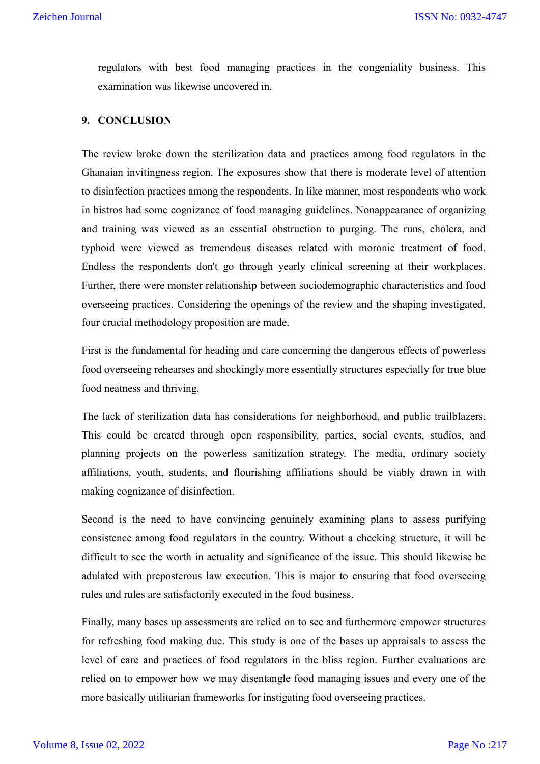regulators with best food managing practices in the congeniality business. This examination was likewise uncovered in.

## 9. CONCLUSION

The review broke down the sterilization data and practices among food regulators in the Ghanaian invitingness region. The exposures show that there is moderate level of attention to disinfection practices among the respondents. In like manner, most respondents who work in bistros had some cognizance of food managing guidelines. Nonappearance of organizing and training was viewed as an essential obstruction to purging. The runs, cholera, and typhoid were viewed as tremendous diseases related with moronic treatment of food. Endless the respondents don't go through yearly clinical screening at their workplaces. Further, there were monster relationship between sociodemographic characteristics and food overseeing practices. Considering the openings of the review and the shaping investigated, four crucial methodology proposition are made.

First is the fundamental for heading and care concerning the dangerous effects of powerless food overseeing rehearses and shockingly more essentially structures especially for true blue food neatness and thriving.

The lack of sterilization data has considerations for neighborhood, and public trailblazers. This could be created through open responsibility, parties, social events, studios, and planning projects on the powerless sanitization strategy. The media, ordinary society affiliations, youth, students, and flourishing affiliations should be viably drawn in with making cognizance of disinfection.

Second is the need to have convincing genuinely examining plans to assess purifying consistence among food regulators in the country. Without a checking structure, it will be difficult to see the worth in actuality and significance of the issue. This should likewise be adulated with preposterous law execution. This is major to ensuring that food overseeing rules and rules are satisfactorily executed in the food business.

Finally, many bases up assessments are relied on to see and furthermore empower structures for refreshing food making due. This study is one of the bases up appraisals to assess the level of care and practices of food regulators in the bliss region. Further evaluations are relied on to empower how we may disentangle food managing issues and every one of the more basically utilitarian frameworks for instigating food overseeing practices.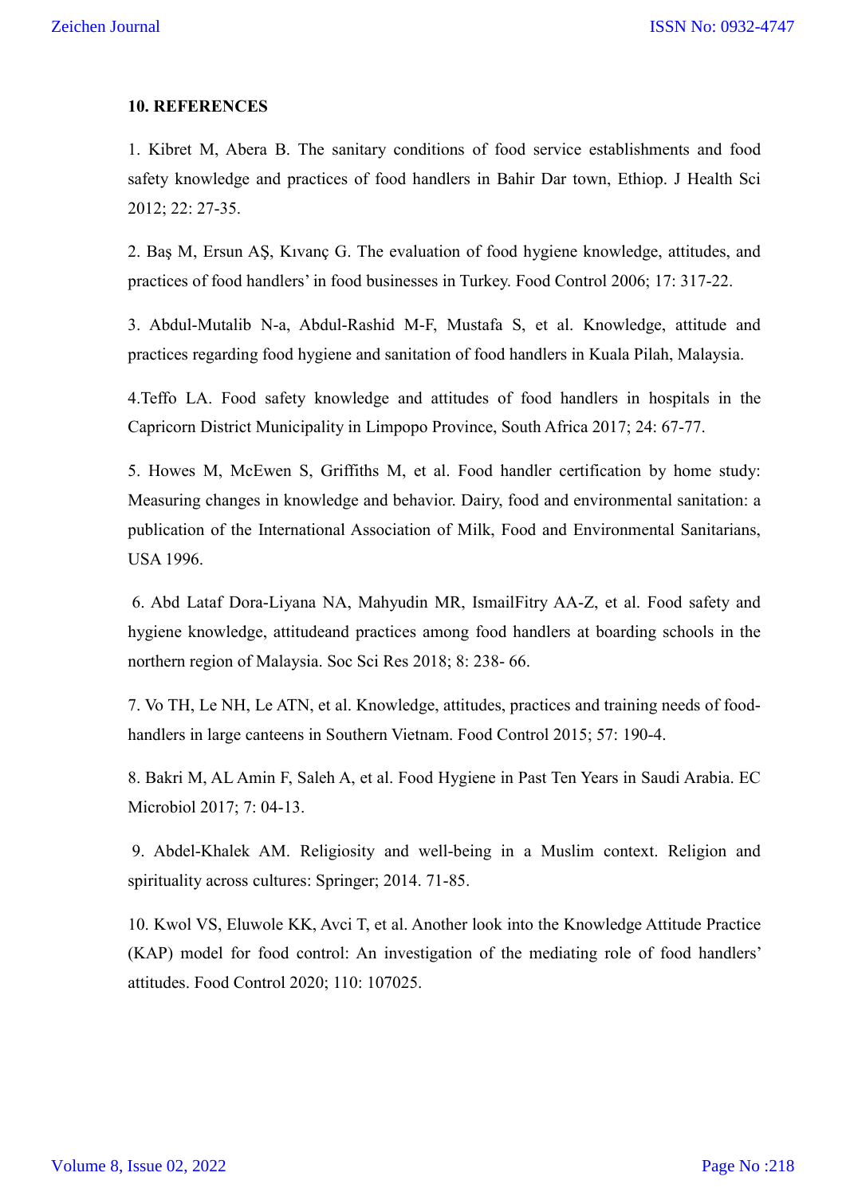## 10. REFERENCES

1. Kibret M, Abera B. The sanitary conditions of food service establishments and food safety knowledge and practices of food handlers in Bahir Dar town, Ethiop. J Health Sci 2012; 22: 27-35.

2. Baş M, Ersun AŞ, Kıvanç G. The evaluation of food hygiene knowledge, attitudes, and practices of food handlers' in food businesses in Turkey. Food Control 2006; 17: 317-22.

3. Abdul-Mutalib N-a, Abdul-Rashid M-F, Mustafa S, et al. Knowledge, attitude and practices regarding food hygiene and sanitation of food handlers in Kuala Pilah, Malaysia.

4.Teffo LA. Food safety knowledge and attitudes of food handlers in hospitals in the Capricorn District Municipality in Limpopo Province, South Africa 2017; 24: 67-77.

5. Howes M, McEwen S, Griffiths M, et al. Food handler certification by home study: Measuring changes in knowledge and behavior. Dairy, food and environmental sanitation: a publication of the International Association of Milk, Food and Environmental Sanitarians, USA 1996.

6. Abd Lataf Dora-Liyana NA, Mahyudin MR, IsmailFitry AA-Z, et al. Food safety and hygiene knowledge, attitudeand practices among food handlers at boarding schools in the northern region of Malaysia. Soc Sci Res 2018; 8: 238- 66.

7. Vo TH, Le NH, Le ATN, et al. Knowledge, attitudes, practices and training needs of food-handlers in large canteens in Southern Vietnam. Food Control 2015; 57: 190-4.

8. Bakri M, AL Amin F, Saleh A, et al. Food Hygiene in Past Ten Years in Saudi Arabia. EC Microbiol 2017; 7: 04-13.

9. Abdel-Khalek AM. Religiosity and well-being in a Muslim context. Religion and spirituality across cultures: Springer; 2014. 71-85.

10. Kwol VS, Eluwole KK, Avci T, et al. Another look into the Knowledge Attitude Practice (KAP) model for food control: An investigation of the mediating role of food handlers' attitudes. Food Control 2020; 110: 107025.